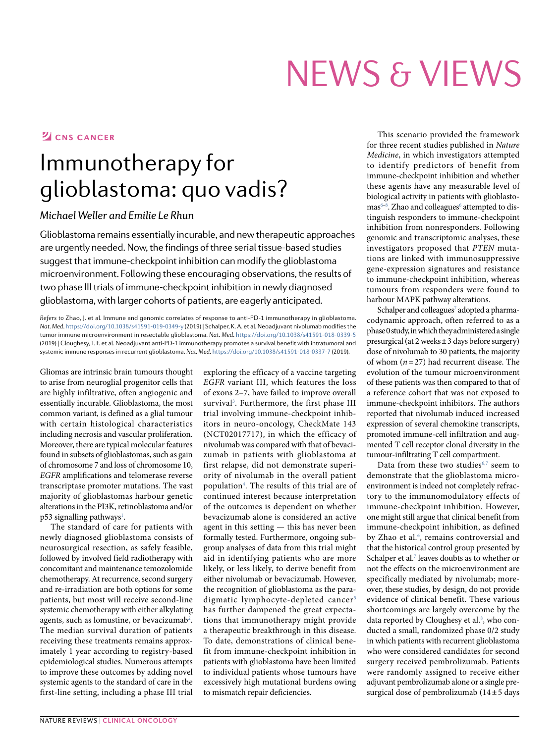NEWS & VIEWS

CNS CANCER

# Immunotherapy for glioblastoma: quo vadis?

*Michael Weller and Emilie Le Rhun*

Glioblastoma remains essentially incurable, and new therapeutic approaches are urgently needed. Now, the findings of three serial tissue-based studies suggest that immune-checkpoint inhibition can modify the glioblastoma microenvironment. Following these encouraging observations, the results of two phase III trials of immune-checkpoint inhibition in newly diagnosed glioblastoma, with larger cohorts of patients, are eagerly anticipated.

*Refers to* Zhao, J. et al. Immune and genomic correlates of response to anti-PD-1 immunotherapy in glioblastoma. *Nat. Med.* https://doi.org/10.1038/s41591-019-0349-y (2019) | Schalper, K. A. et al. Neoadjuvant nivolumab modifies the tumor immune microenvironment in resectable glioblastoma. *Nat. Med.* https://doi.org/10.1038/s41591-018-0339-5 (2019) | Cloughesy, T. F. et al. Neoadjuvant anti-PD-1 immunotherapy promotes a survival benefit with intratumoral and systemic immune responses in recurrent glioblastoma. *Nat. Med.* https://doi.org/10.1038/s41591-018-0337-7 (2019).

Gliomas are intrinsic brain tumours thought to arise from neuroglial progenitor cells that are highly infiltrative, often angiogenic and essentially incurable. Glioblastoma, the most common variant, is defined as a glial tumour with certain histological characteristics including necrosis and vascular proliferation. Moreover, there are typical molecular features found in subsets of glioblastomas, such as gain of chromosome 7 and loss of chromosome 10, *EGFR* amplifications and telomerase reverse transcriptase promoter mutations. The vast majority of glioblastomas harbour genetic alterations in the PI3K, retinoblastoma and/or p53 signalling pathways[1].

The standard of care for patients with newly diagnosed glioblastoma consists of neurosurgical resection, as safely feasible, followed by involved field radiotherapy with concomitant and maintenance temozolomide chemotherapy. At recurrence, second surgery and re-irradiation are both options for some patients, but most will receive second-line systemic chemotherapy with either alkylating agents, such as lomustine, or bevacizumab[2]. The median survival duration of patients receiving these treatments remains approximately 1 year according to registry-based epidemiological studies. Numerous attempts to improve these outcomes by adding novel systemic agents to the standard of care in the first-line setting, including a phase III trial exploring the efficacy of a vaccine targeting *EGFR* variant III, which features the loss of exons 2–7, have failed to improve overall survival[3]. Furthermore, the first phase III trial involving immune-checkpoint inhibitors in neuro-oncology, CheckMate 143 (NCT02017717), in which the efficacy of nivolumab was compared with that of bevacizumab in patients with glioblastoma at first relapse, did not demonstrate superiority of nivolumab in the overall patient population[4]. The results of this trial are of continued interest because interpretation of the outcomes is dependent on whether bevacizumab alone is considered an active agent in this setting — this has never been formally tested. Furthermore, ongoing subgroup analyses of data from this trial might aid in identifying patients who are more likely, or less likely, to derive benefit from either nivolumab or bevacizumab. However, the recognition of glioblastoma as the paradigmatic lymphocyte-depleted cancer[5] has further dampened the great expectations that immunotherapy might provide a therapeutic breakthrough in this disease. To date, demonstrations of clinical benefit from immune-checkpoint inhibition in patients with glioblastoma have been limited to individual patients whose tumours have excessively high mutational burdens owing to mismatch repair deficiencies.

This scenario provided the framework for three recent studies published in *Nature Medicine*, in which investigators attempted to identify predictors of benefit from immune-checkpoint inhibition and whether these agents have any measurable level of biological activity in patients with glioblastomas[6–8]. Zhao and colleagues[6] attempted to distinguish responders to immune-checkpoint inhibition from nonresponders. Following genomic and transcriptomic analyses, these investigators proposed that *PTEN* mutations are linked with immunosuppressive gene-expression signatures and resistance to immune-checkpoint inhibition, whereas tumours from responders were found to harbour MAPK pathway alterations.

Schalper and colleagues[7] adopted a pharmacodynamic approach, often referred to as a phase 0 study, in which they administered a single presurgical (at 2 weeks ± 3 days before surgery) dose of nivolumab to 30 patients, the majority of whom ($n = 27$) had recurrent disease. The evolution of the tumour microenvironment of these patients was then compared to that of a reference cohort that was not exposed to immune-checkpoint inhibitors. The authors reported that nivolumab induced increased expression of several chemokine transcripts, promoted immune-cell infiltration and augmented T cell receptor clonal diversity in the tumour-infiltrating T cell compartment.

Data from these two studies[6,7] seem to demonstrate that the glioblastoma microenvironment is indeed not completely refractory to the immunomodulatory effects of immune-checkpoint inhibition. However, one might still argue that clinical benefit from immune-checkpoint inhibition, as defined by Zhao et al.[6], remains controversial and that the historical control group presented by Schalper et al.[7] leaves doubts as to whether or not the effects on the microenvironment are specifically mediated by nivolumab; moreover, these studies, by design, do not provide evidence of clinical benefit. These various shortcomings are largely overcome by the data reported by Cloughesy et al.[8], who conducted a small, randomized phase 0/2 study in which patients with recurrent glioblastoma who were considered candidates for second surgery received pembrolizumab. Patients were randomly assigned to receive either adjuvant pembrolizumab alone or a single presurgical dose of pembrolizumab (14 ± 5 days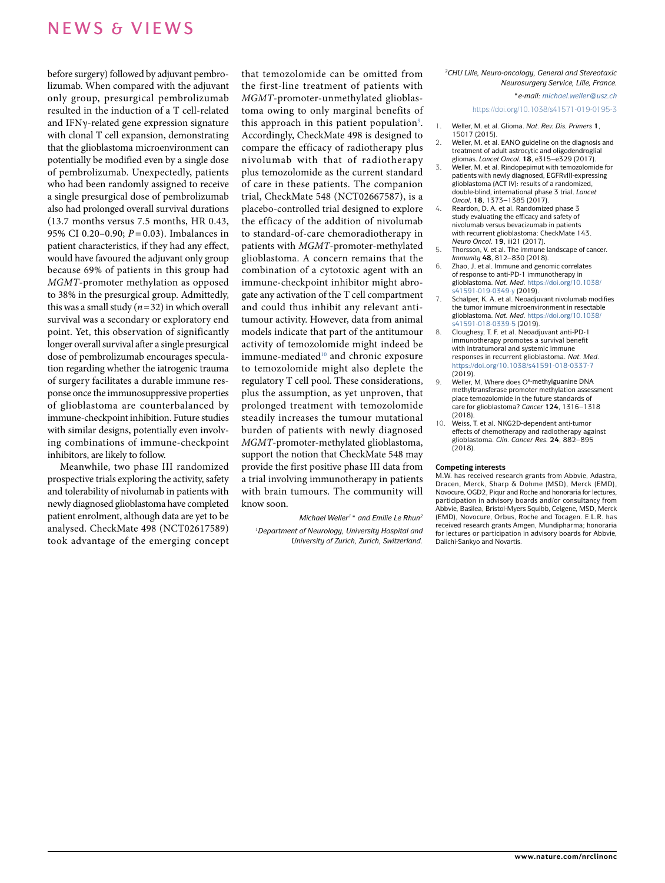before surgery) followed by adjuvant pembrolizumab. When compared with the adjuvant only group, presurgical pembrolizumab resulted in the induction of a T cell-related and IFNγ-related gene expression signature with clonal T cell expansion, demonstrating that the glioblastoma microenvironment can potentially be modified even by a single dose of pembrolizumab. Unexpectedly, patients who had been randomly assigned to receive a single presurgical dose of pembrolizumab also had prolonged overall survival durations (13.7 months versus 7.5 months, HR 0.43, 95% CI 0.20–0.90; $P = 0.03$). Imbalances in patient characteristics, if they had any effect, would have favoured the adjuvant only group because 69% of patients in this group had *MGMT*-promoter methylation as opposed to 38% in the presurgical group. Admittedly, this was a small study ($n = 32$) in which overall survival was a secondary or exploratory end point. Yet, this observation of significantly longer overall survival after a single presurgical dose of pembrolizumab encourages speculation regarding whether the iatrogenic trauma of surgery facilitates a durable immune response once the immunosuppressive properties of glioblastoma are counterbalanced by immune-checkpoint inhibition. Future studies with similar designs, potentially even involving combinations of immune-checkpoint inhibitors, are likely to follow.

Meanwhile, two phase III randomized prospective trials exploring the activity, safety and tolerability of nivolumab in patients with newly diagnosed glioblastoma have completed patient enrolment, although data are yet to be analysed. CheckMate 498 (NCT02617589) took advantage of the emerging concept that temozolomide can be omitted from the first-line treatment of patients with *MGMT*-promoter-unmethylated glioblastoma owing to only marginal benefits of this approach in this patient population[9]. Accordingly, CheckMate 498 is designed to compare the efficacy of radiotherapy plus nivolumab with that of radiotherapy plus temozolomide as the current standard of care in these patients. The companion trial, CheckMate 548 (NCT02667587), is a placebo-controlled trial designed to explore the efficacy of the addition of nivolumab to standard-of-care chemoradiotherapy in patients with *MGMT*-promoter-methylated glioblastoma. A concern remains that the combination of a cytotoxic agent with an immune-checkpoint inhibitor might abrogate any activation of the T cell compartment and could thus inhibit any relevant antitumour activity. However, data from animal models indicate that part of the antitumour activity of temozolomide might indeed be immune-mediated[10] and chronic exposure to temozolomide might also deplete the regulatory T cell pool. These considerations, plus the assumption, as yet unproven, that prolonged treatment with temozolomide steadily increases the tumour mutational burden of patients with newly diagnosed *MGMT*-promoter-methylated glioblastoma, support the notion that CheckMate 548 may provide the first positive phase III data from a trial involving immunotherapy in patients with brain tumours. The community will know soon.

*Michael Weller[1]\* and Emilie Le Rhun[2]*

*[1]Department of Neurology, University Hospital and University of Zurich, Zurich, Switzerland.*

*[2]CHU Lille, Neuro-oncology, General and Stereotaxic Neurosurgery Service, Lille, France.*

*\*e-mail: michael.weller@usz.ch*

https://doi.org/10.1038/s41571-019-0195-3

1. Weller, M. et al. Glioma. *Nat. Rev. Dis. Primers* **1**, 15017 (2015).
2. Weller, M. et al. EANO guideline on the diagnosis and treatment of adult astrocytic and oligodendroglial gliomas. *Lancet Oncol.* **18**, e315–e329 (2017).
3. Weller, M. et al. Rindopepimut with temozolomide for patients with newly diagnosed, EGFRvIII-expressing glioblastoma (ACT IV): results of a randomized, double-blind, international phase 3 trial. *Lancet Oncol.* **18**, 1373–1385 (2017).
4. Reardon, D. A. et al. Randomized phase 3 study evaluating the efficacy and safety of nivolumab versus bevacizumab in patients with recurrent glioblastoma: CheckMate 143. *Neuro Oncol.* **19**, iii21 (2017).
5. Thorsson, V. et al. The immune landscape of cancer. *Immunity* **48**, 812–830 (2018).
6. Zhao, J. et al. Immune and genomic correlates of response to anti-PD-1 immunotherapy in glioblastoma. *Nat. Med.* https://doi.org/10.1038/s41591-019-0349-y (2019).
7. Schalper, K. A. et al. Neoadjuvant nivolumab modifies the tumor immune microenvironment in resectable glioblastoma. *Nat. Med.* https://doi.org/10.1038/s41591-018-0339-5 (2019).
8. Cloughesy, T. F. et al. Neoadjuvant anti-PD-1 immunotherapy promotes a survival benefit with intratumoral and systemic immune responses in recurrent glioblastoma. *Nat. Med.* https://doi.org/10.1038/s41591-018-0337-7 (2019).
9. Weller, M. Where does $O^6$-methylguanine DNA methyltransferase promoter methylation assessment place temozolomide in the future standards of care for glioblastoma? *Cancer* **124**, 1316–1318 (2018).
10. Weiss, T. et al. NKG2D-dependent anti-tumor effects of chemotherapy and radiotherapy against glioblastoma. *Clin. Cancer Res.* **24**, 882–895 (2018).

#### Competing interests

M.W. has received research grants from Abbvie, Adastra, Dracen, Merck, Sharp & Dohme (MSD), Merck (EMD), Novocure, OGD2, Piqur and Roche and honoraria for lectures, participation in advisory boards and/or consultancy from Abbvie, Basilea, Bristol-Myers Squibb, Celgene, MSD, Merck (EMD), Novocure, Orbus, Roche and Tocagen. E.L.R. has received research grants Amgen, Mundipharma; honoraria for lectures or participation in advisory boards for Abbvie, Daiichi-Sankyo and Novartis.